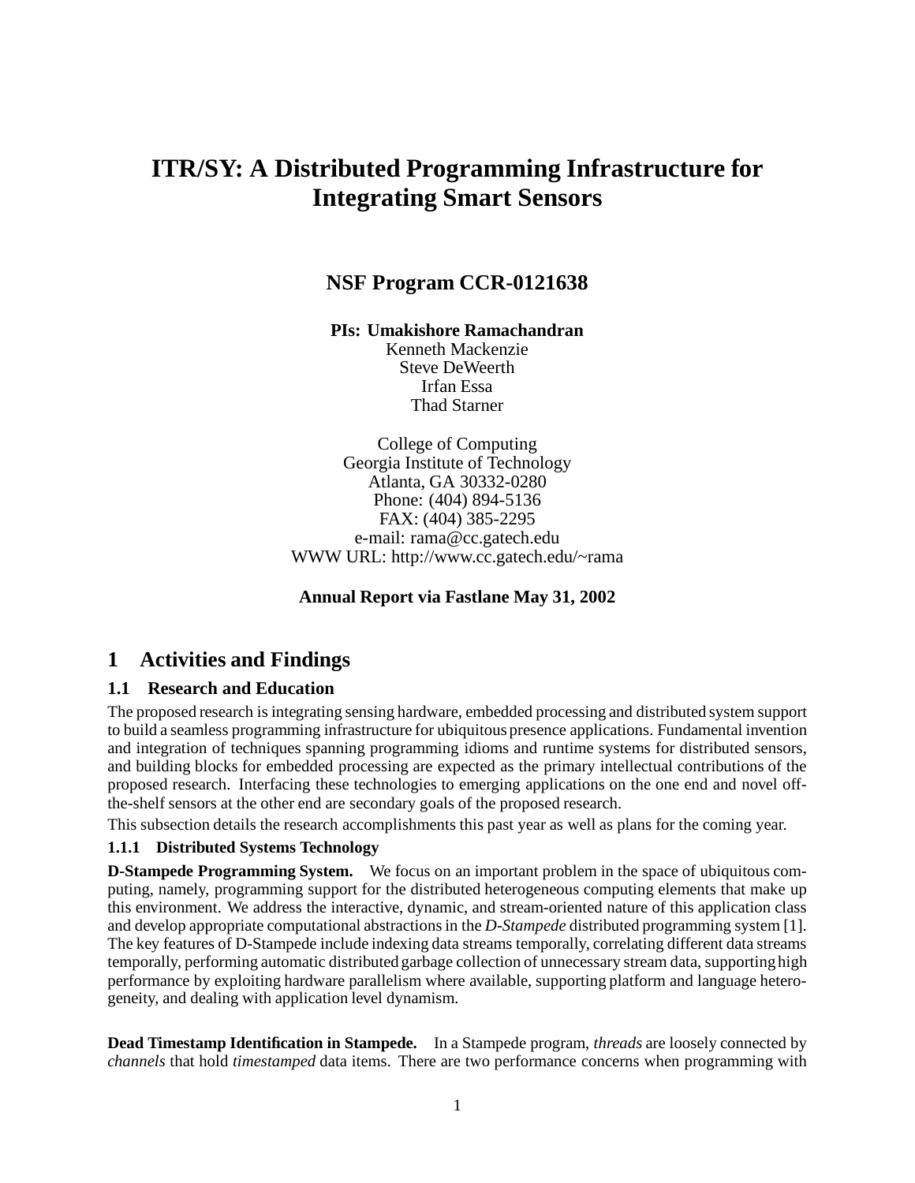# ITR/SY: A Distributed Programming Infrastructure for Integrating Smart Sensors

## NSF Program CCR-0121638

**PIs: Umakishore Ramachandran**
Kenneth Mackenzie
Steve DeWeerth
Irfan Essa
Thad Starner

College of Computing
Georgia Institute of Technology
Atlanta, GA 30332-0280
Phone: (404) 894-5136
FAX: (404) 385-2295
e-mail: rama@cc.gatech.edu
WWW URL: http://www.cc.gatech.edu/~rama

**Annual Report via Fastlane May 31, 2002**

# 1 Activities and Findings

## 1.1 Research and Education

The proposed research is integrating sensing hardware, embedded processing and distributed system support to build a seamless programming infrastructure for ubiquitous presence applications. Fundamental invention and integration of techniques spanning programming idioms and runtime systems for distributed sensors, and building blocks for embedded processing are expected as the primary intellectual contributions of the proposed research. Interfacing these technologies to emerging applications on the one end and novel off-the-shelf sensors at the other end are secondary goals of the proposed research.

This subsection details the research accomplishments this past year as well as plans for the coming year.

### 1.1.1 Distributed Systems Technology

**D-Stampede Programming System.** We focus on an important problem in the space of ubiquitous computing, namely, programming support for the distributed heterogeneous computing elements that make up this environment. We address the interactive, dynamic, and stream-oriented nature of this application class and develop appropriate computational abstractions in the *D-Stampede* distributed programming system [1]. The key features of D-Stampede include indexing data streams temporally, correlating different data streams temporally, performing automatic distributed garbage collection of unnecessary stream data, supporting high performance by exploiting hardware parallelism where available, supporting platform and language heterogeneity, and dealing with application level dynamism.

**Dead Timestamp Identification in Stampede.** In a Stampede program, *threads* are loosely connected by *channels* that hold *timestamped* data items. There are two performance concerns when programming with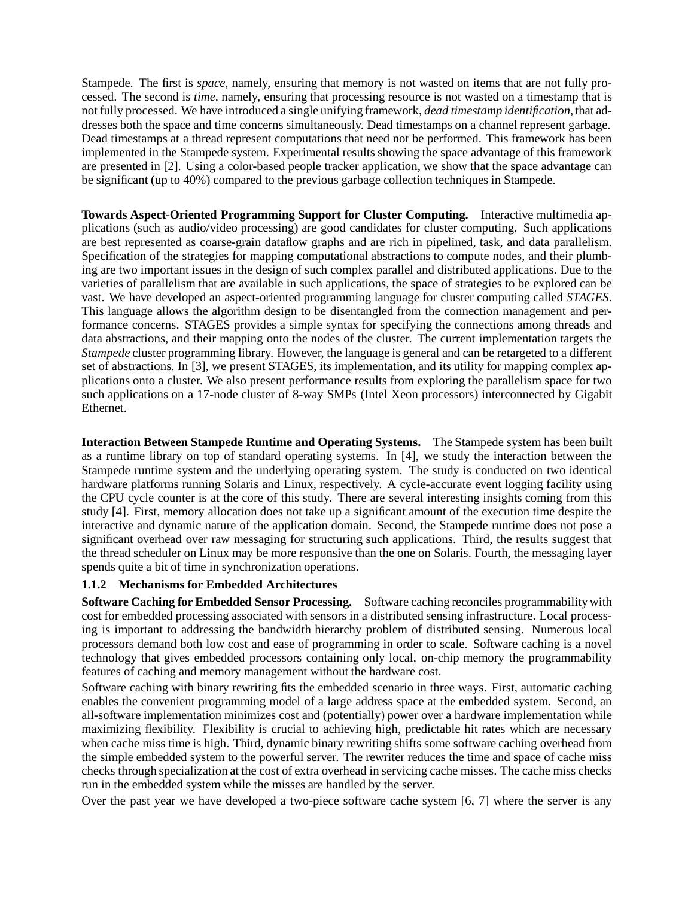Stampede. The first is *space*, namely, ensuring that memory is not wasted on items that are not fully processed. The second is *time*, namely, ensuring that processing resource is not wasted on a timestamp that is not fully processed. We have introduced a single unifying framework, *dead timestamp identification*, that addresses both the space and time concerns simultaneously. Dead timestamps on a channel represent garbage. Dead timestamps at a thread represent computations that need not be performed. This framework has been implemented in the Stampede system. Experimental results showing the space advantage of this framework are presented in [2]. Using a color-based people tracker application, we show that the space advantage can be significant (up to 40%) compared to the previous garbage collection techniques in Stampede.

**Towards Aspect-Oriented Programming Support for Cluster Computing.** Interactive multimedia applications (such as audio/video processing) are good candidates for cluster computing. Such applications are best represented as coarse-grain dataflow graphs and are rich in pipelined, task, and data parallelism. Specification of the strategies for mapping computational abstractions to compute nodes, and their plumbing are two important issues in the design of such complex parallel and distributed applications. Due to the varieties of parallelism that are available in such applications, the space of strategies to be explored can be vast. We have developed an aspect-oriented programming language for cluster computing called *STAGES*. This language allows the algorithm design to be disentangled from the connection management and performance concerns. STAGES provides a simple syntax for specifying the connections among threads and data abstractions, and their mapping onto the nodes of the cluster. The current implementation targets the *Stampede* cluster programming library. However, the language is general and can be retargeted to a different set of abstractions. In [3], we present STAGES, its implementation, and its utility for mapping complex applications onto a cluster. We also present performance results from exploring the parallelism space for two such applications on a 17-node cluster of 8-way SMPs (Intel Xeon processors) interconnected by Gigabit Ethernet.

**Interaction Between Stampede Runtime and Operating Systems.** The Stampede system has been built as a runtime library on top of standard operating systems. In [4], we study the interaction between the Stampede runtime system and the underlying operating system. The study is conducted on two identical hardware platforms running Solaris and Linux, respectively. A cycle-accurate event logging facility using the CPU cycle counter is at the core of this study. There are several interesting insights coming from this study [4]. First, memory allocation does not take up a significant amount of the execution time despite the interactive and dynamic nature of the application domain. Second, the Stampede runtime does not pose a significant overhead over raw messaging for structuring such applications. Third, the results suggest that the thread scheduler on Linux may be more responsive than the one on Solaris. Fourth, the messaging layer spends quite a bit of time in synchronization operations.

#### 1.1.2 Mechanisms for Embedded Architectures

**Software Caching for Embedded Sensor Processing.** Software caching reconciles programmability with cost for embedded processing associated with sensors in a distributed sensing infrastructure. Local processing is important to addressing the bandwidth hierarchy problem of distributed sensing. Numerous local processors demand both low cost and ease of programming in order to scale. Software caching is a novel technology that gives embedded processors containing only local, on-chip memory the programmability features of caching and memory management without the hardware cost.

Software caching with binary rewriting fits the embedded scenario in three ways. First, automatic caching enables the convenient programming model of a large address space at the embedded system. Second, an all-software implementation minimizes cost and (potentially) power over a hardware implementation while maximizing flexibility. Flexibility is crucial to achieving high, predictable hit rates which are necessary when cache miss time is high. Third, dynamic binary rewriting shifts some software caching overhead from the simple embedded system to the powerful server. The rewriter reduces the time and space of cache miss checks through specialization at the cost of extra overhead in servicing cache misses. The cache miss checks run in the embedded system while the misses are handled by the server.

Over the past year we have developed a two-piece software cache system [6, 7] where the server is any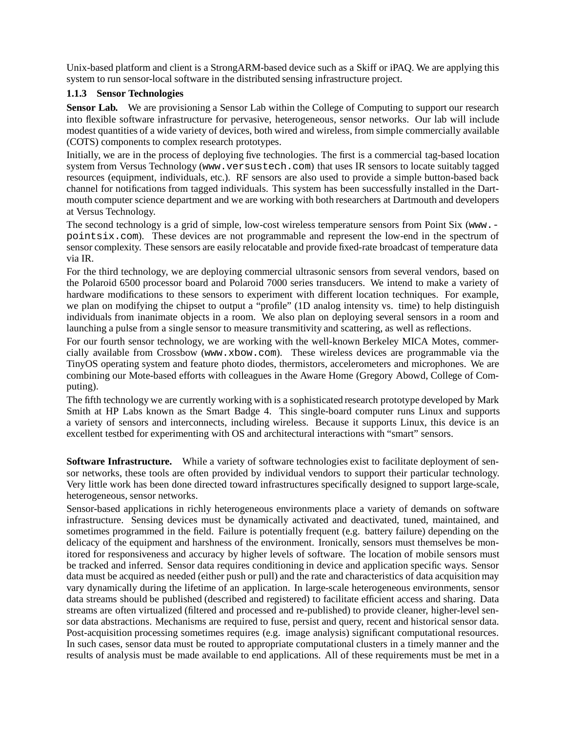Unix-based platform and client is a StrongARM-based device such as a Skiff or iPAQ. We are applying this system to run sensor-local software in the distributed sensing infrastructure project.

### 1.1.3 Sensor Technologies

**Sensor Lab.** We are provisioning a Sensor Lab within the College of Computing to support our research into flexible software infrastructure for pervasive, heterogeneous, sensor networks. Our lab will include modest quantities of a wide variety of devices, both wired and wireless, from simple commercially available (COTS) components to complex research prototypes.

Initially, we are in the process of deploying five technologies. The first is a commercial tag-based location system from Versus Technology (`www.versustech.com`) that uses IR sensors to locate suitably tagged resources (equipment, individuals, etc.). RF sensors are also used to provide a simple button-based back channel for notifications from tagged individuals. This system has been successfully installed in the Dartmouth computer science department and we are working with both researchers at Dartmouth and developers at Versus Technology.

The second technology is a grid of simple, low-cost wireless temperature sensors from Point Six (`www.pointsix.com`). These devices are not programmable and represent the low-end in the spectrum of sensor complexity. These sensors are easily relocatable and provide fixed-rate broadcast of temperature data via IR.

For the third technology, we are deploying commercial ultrasonic sensors from several vendors, based on the Polaroid 6500 processor board and Polaroid 7000 series transducers. We intend to make a variety of hardware modifications to these sensors to experiment with different location techniques. For example, we plan on modifying the chipset to output a "profile" (1D analog intensity vs. time) to help distinguish individuals from inanimate objects in a room. We also plan on deploying several sensors in a room and launching a pulse from a single sensor to measure transmitivity and scattering, as well as reflections.

For our fourth sensor technology, we are working with the well-known Berkeley MICA Motes, commercially available from Crossbow (`www.xbow.com`). These wireless devices are programmable via the TinyOS operating system and feature photo diodes, thermistors, accelerometers and microphones. We are combining our Mote-based efforts with colleagues in the Aware Home (Gregory Abowd, College of Computing).

The fifth technology we are currently working with is a sophisticated research prototype developed by Mark Smith at HP Labs known as the Smart Badge 4. This single-board computer runs Linux and supports a variety of sensors and interconnects, including wireless. Because it supports Linux, this device is an excellent testbed for experimenting with OS and architectural interactions with "smart" sensors.

**Software Infrastructure.** While a variety of software technologies exist to facilitate deployment of sensor networks, these tools are often provided by individual vendors to support their particular technology. Very little work has been done directed toward infrastructures specifically designed to support large-scale, heterogeneous, sensor networks.

Sensor-based applications in richly heterogeneous environments place a variety of demands on software infrastructure. Sensing devices must be dynamically activated and deactivated, tuned, maintained, and sometimes programmed in the field. Failure is potentially frequent (e.g. battery failure) depending on the delicacy of the equipment and harshness of the environment. Ironically, sensors must themselves be monitored for responsiveness and accuracy by higher levels of software. The location of mobile sensors must be tracked and inferred. Sensor data requires conditioning in device and application specific ways. Sensor data must be acquired as needed (either push or pull) and the rate and characteristics of data acquisition may vary dynamically during the lifetime of an application. In large-scale heterogeneous environments, sensor data streams should be published (described and registered) to facilitate efficient access and sharing. Data streams are often virtualized (filtered and processed and re-published) to provide cleaner, higher-level sensor data abstractions. Mechanisms are required to fuse, persist and query, recent and historical sensor data. Post-acquisition processing sometimes requires (e.g. image analysis) significant computational resources. In such cases, sensor data must be routed to appropriate computational clusters in a timely manner and the results of analysis must be made available to end applications. All of these requirements must be met in a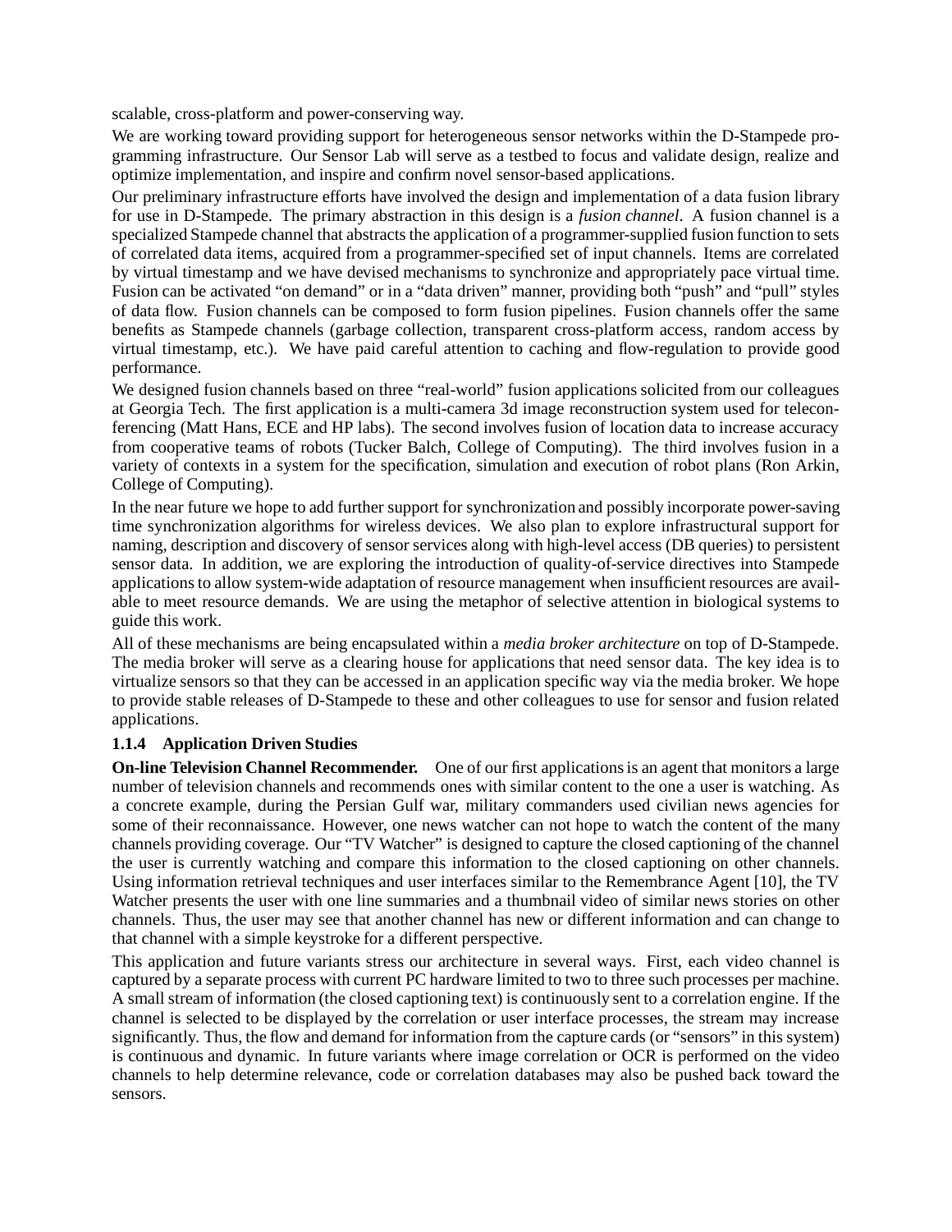scalable, cross-platform and power-conserving way.

We are working toward providing support for heterogeneous sensor networks within the D-Stampede programming infrastructure. Our Sensor Lab will serve as a testbed to focus and validate design, realize and optimize implementation, and inspire and confirm novel sensor-based applications.

Our preliminary infrastructure efforts have involved the design and implementation of a data fusion library for use in D-Stampede. The primary abstraction in this design is a *fusion channel*. A fusion channel is a specialized Stampede channel that abstracts the application of a programmer-supplied fusion function to sets of correlated data items, acquired from a programmer-specified set of input channels. Items are correlated by virtual timestamp and we have devised mechanisms to synchronize and appropriately pace virtual time. Fusion can be activated "on demand" or in a "data driven" manner, providing both "push" and "pull" styles of data flow. Fusion channels can be composed to form fusion pipelines. Fusion channels offer the same benefits as Stampede channels (garbage collection, transparent cross-platform access, random access by virtual timestamp, etc.). We have paid careful attention to caching and flow-regulation to provide good performance.

We designed fusion channels based on three "real-world" fusion applications solicited from our colleagues at Georgia Tech. The first application is a multi-camera 3d image reconstruction system used for teleconferencing (Matt Hans, ECE and HP labs). The second involves fusion of location data to increase accuracy from cooperative teams of robots (Tucker Balch, College of Computing). The third involves fusion in a variety of contexts in a system for the specification, simulation and execution of robot plans (Ron Arkin, College of Computing).

In the near future we hope to add further support for synchronization and possibly incorporate power-saving time synchronization algorithms for wireless devices. We also plan to explore infrastructural support for naming, description and discovery of sensor services along with high-level access (DB queries) to persistent sensor data. In addition, we are exploring the introduction of quality-of-service directives into Stampede applications to allow system-wide adaptation of resource management when insufficient resources are available to meet resource demands. We are using the metaphor of selective attention in biological systems to guide this work.

All of these mechanisms are being encapsulated within a *media broker architecture* on top of D-Stampede. The media broker will serve as a clearing house for applications that need sensor data. The key idea is to virtualize sensors so that they can be accessed in an application specific way via the media broker. We hope to provide stable releases of D-Stampede to these and other colleagues to use for sensor and fusion related applications.

### 1.1.4 Application Driven Studies

**On-line Television Channel Recommender.** One of our first applications is an agent that monitors a large number of television channels and recommends ones with similar content to the one a user is watching. As a concrete example, during the Persian Gulf war, military commanders used civilian news agencies for some of their reconnaissance. However, one news watcher can not hope to watch the content of the many channels providing coverage. Our "TV Watcher" is designed to capture the closed captioning of the channel the user is currently watching and compare this information to the closed captioning on other channels. Using information retrieval techniques and user interfaces similar to the Remembrance Agent [10], the TV Watcher presents the user with one line summaries and a thumbnail video of similar news stories on other channels. Thus, the user may see that another channel has new or different information and can change to that channel with a simple keystroke for a different perspective.

This application and future variants stress our architecture in several ways. First, each video channel is captured by a separate process with current PC hardware limited to two to three such processes per machine. A small stream of information (the closed captioning text) is continuously sent to a correlation engine. If the channel is selected to be displayed by the correlation or user interface processes, the stream may increase significantly. Thus, the flow and demand for information from the capture cards (or "sensors" in this system) is continuous and dynamic. In future variants where image correlation or OCR is performed on the video channels to help determine relevance, code or correlation databases may also be pushed back toward the sensors.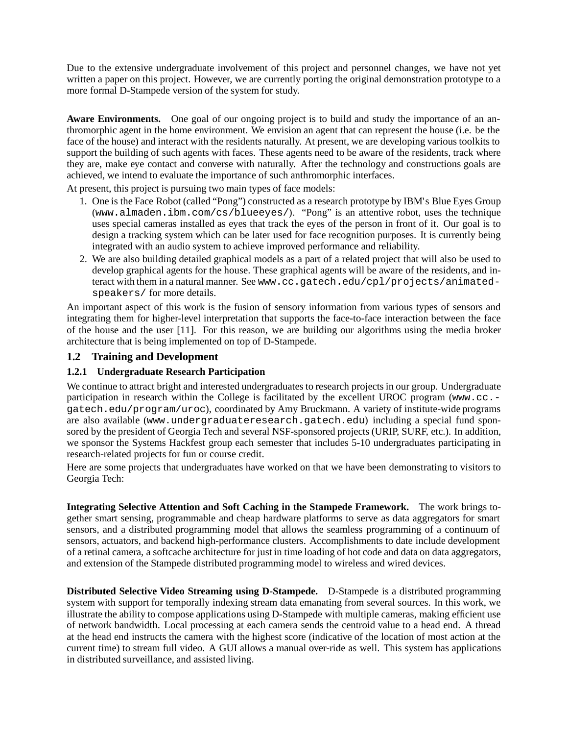Due to the extensive undergraduate involvement of this project and personnel changes, we have not yet written a paper on this project. However, we are currently porting the original demonstration prototype to a more formal D-Stampede version of the system for study.

**Aware Environments.** One goal of our ongoing project is to build and study the importance of an anthromorphic agent in the home environment. We envision an agent that can represent the house (i.e. be the face of the house) and interact with the residents naturally. At present, we are developing various toolkits to support the building of such agents with faces. These agents need to be aware of the residents, track where they are, make eye contact and converse with naturally. After the technology and constructions goals are achieved, we intend to evaluate the importance of such anthromorphic interfaces.

At present, this project is pursuing two main types of face models:

1. One is the Face Robot (called "Pong") constructed as a research prototype by IBM's Blue Eyes Group (`www.almaden.ibm.com/cs/blueeyes/`). "Pong" is an attentive robot, uses the technique uses special cameras installed as eyes that track the eyes of the person in front of it. Our goal is to design a tracking system which can be later used for face recognition purposes. It is currently being integrated with an audio system to achieve improved performance and reliability.
2. We are also building detailed graphical models as a part of a related project that will also be used to develop graphical agents for the house. These graphical agents will be aware of the residents, and interact with them in a natural manner. See `www.cc.gatech.edu/cpl/projects/animated-speakers/` for more details.

An important aspect of this work is the fusion of sensory information from various types of sensors and integrating them for higher-level interpretation that supports the face-to-face interaction between the face of the house and the user [11]. For this reason, we are building our algorithms using the media broker architecture that is being implemented on top of D-Stampede.

## 1.2 Training and Development

### 1.2.1 Undergraduate Research Participation

We continue to attract bright and interested undergraduates to research projects in our group. Undergraduate participation in research within the College is facilitated by the excellent UROC program (`www.cc.gatech.edu/program/uroc`), coordinated by Amy Bruckmann. A variety of institute-wide programs are also available (`www.undergraduateresearch.gatech.edu`) including a special fund sponsored by the president of Georgia Tech and several NSF-sponsored projects (URIP, SURF, etc.). In addition, we sponsor the Systems Hackfest group each semester that includes 5-10 undergraduates participating in research-related projects for fun or course credit.

Here are some projects that undergraduates have worked on that we have been demonstrating to visitors to Georgia Tech:

**Integrating Selective Attention and Soft Caching in the Stampede Framework.** The work brings together smart sensing, programmable and cheap hardware platforms to serve as data aggregators for smart sensors, and a distributed programming model that allows the seamless programming of a continuum of sensors, actuators, and backend high-performance clusters. Accomplishments to date include development of a retinal camera, a softcache architecture for just in time loading of hot code and data on data aggregators, and extension of the Stampede distributed programming model to wireless and wired devices.

**Distributed Selective Video Streaming using D-Stampede.** D-Stampede is a distributed programming system with support for temporally indexing stream data emanating from several sources. In this work, we illustrate the ability to compose applications using D-Stampede with multiple cameras, making efficient use of network bandwidth. Local processing at each camera sends the centroid value to a head end. A thread at the head end instructs the camera with the highest score (indicative of the location of most action at the current time) to stream full video. A GUI allows a manual over-ride as well. This system has applications in distributed surveillance, and assisted living.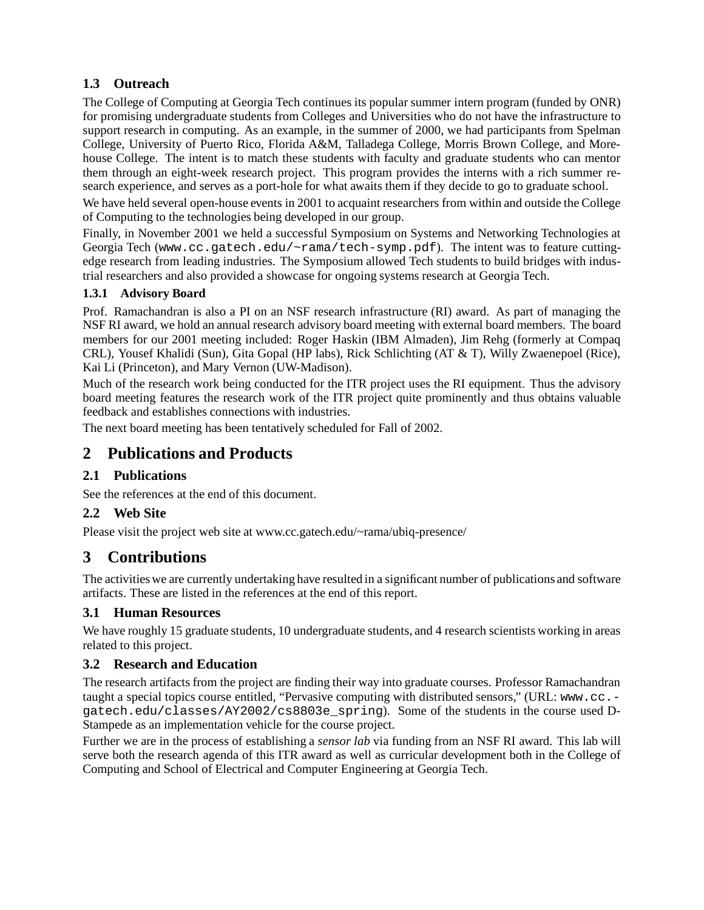### 1.3 Outreach

The College of Computing at Georgia Tech continues its popular summer intern program (funded by ONR) for promising undergraduate students from Colleges and Universities who do not have the infrastructure to support research in computing. As an example, in the summer of 2000, we had participants from Spelman College, University of Puerto Rico, Florida A&M, Talladega College, Morris Brown College, and Morehouse College. The intent is to match these students with faculty and graduate students who can mentor them through an eight-week research project. This program provides the interns with a rich summer research experience, and serves as a port-hole for what awaits them if they decide to go to graduate school.

We have held several open-house events in 2001 to acquaint researchers from within and outside the College of Computing to the technologies being developed in our group.

Finally, in November 2001 we held a successful Symposium on Systems and Networking Technologies at Georgia Tech (`www.cc.gatech.edu/~rama/tech-symp.pdf`). The intent was to feature cutting-edge research from leading industries. The Symposium allowed Tech students to build bridges with industrial researchers and also provided a showcase for ongoing systems research at Georgia Tech.

#### 1.3.1 Advisory Board

Prof. Ramachandran is also a PI on an NSF research infrastructure (RI) award. As part of managing the NSF RI award, we hold an annual research advisory board meeting with external board members. The board members for our 2001 meeting included: Roger Haskin (IBM Almaden), Jim Rehg (formerly at Compaq CRL), Yousef Khalidi (Sun), Gita Gopal (HP labs), Rick Schlichting (AT & T), Willy Zwaenepoel (Rice), Kai Li (Princeton), and Mary Vernon (UW-Madison).

Much of the research work being conducted for the ITR project uses the RI equipment. Thus the advisory board meeting features the research work of the ITR project quite prominently and thus obtains valuable feedback and establishes connections with industries.

The next board meeting has been tentatively scheduled for Fall of 2002.

## 2 Publications and Products

### 2.1 Publications

See the references at the end of this document.

### 2.2 Web Site

Please visit the project web site at www.cc.gatech.edu/~rama/ubiq-presence/

## 3 Contributions

The activities we are currently undertaking have resulted in a significant number of publications and software artifacts. These are listed in the references at the end of this report.

### 3.1 Human Resources

We have roughly 15 graduate students, 10 undergraduate students, and 4 research scientists working in areas related to this project.

### 3.2 Research and Education

The research artifacts from the project are finding their way into graduate courses. Professor Ramachandran taught a special topics course entitled, "Pervasive computing with distributed sensors," (URL: `www.cc.gatech.edu/classes/AY2002/cs8803e_spring`). Some of the students in the course used D-Stampede as an implementation vehicle for the course project.

Further we are in the process of establishing a *sensor lab* via funding from an NSF RI award. This lab will serve both the research agenda of this ITR award as well as curricular development both in the College of Computing and School of Electrical and Computer Engineering at Georgia Tech.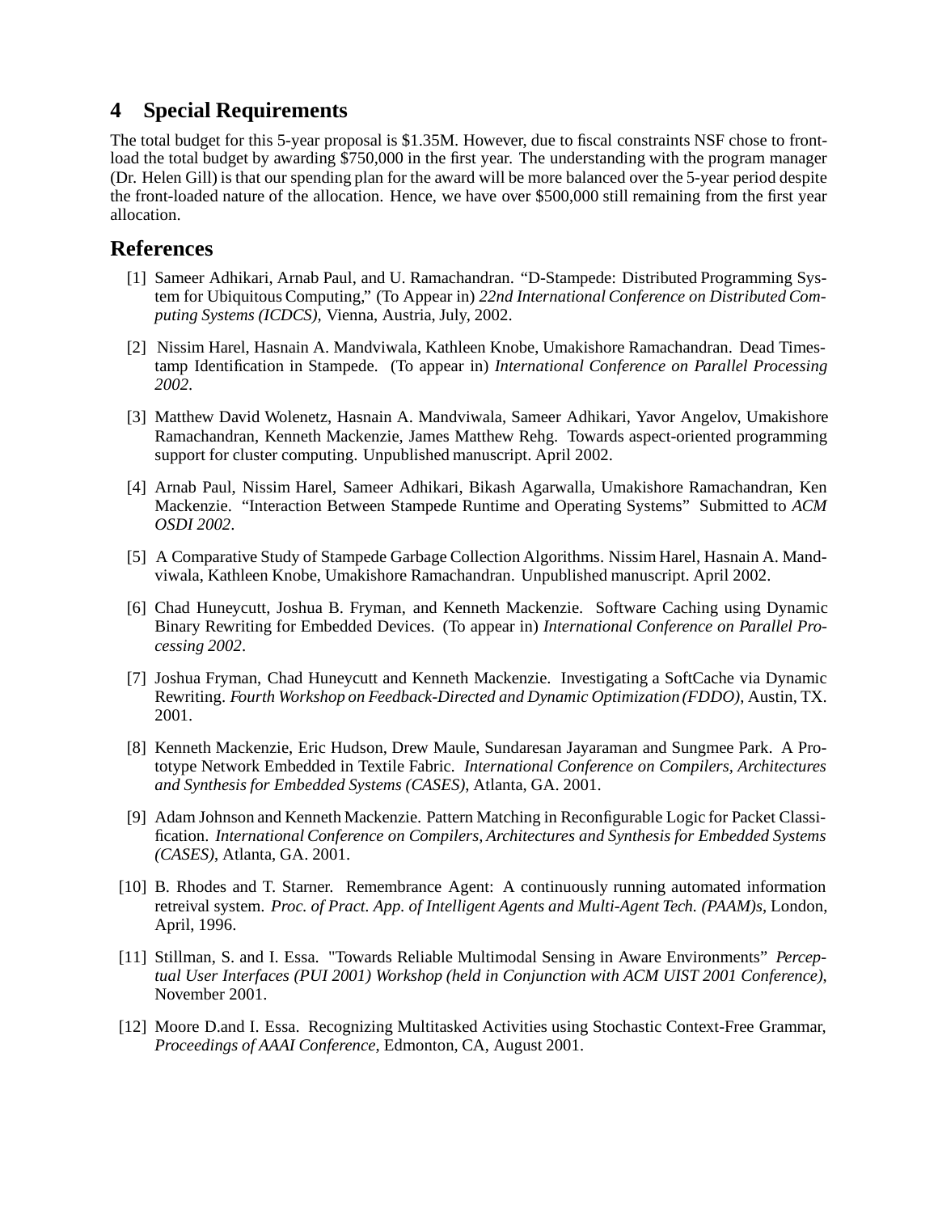## 4 Special Requirements

The total budget for this 5-year proposal is $1.35M. However, due to fiscal constraints NSF chose to front-load the total budget by awarding $750,000 in the first year. The understanding with the program manager (Dr. Helen Gill) is that our spending plan for the award will be more balanced over the 5-year period despite the front-loaded nature of the allocation. Hence, we have over $500,000 still remaining from the first year allocation.

## References

[1] Sameer Adhikari, Arnab Paul, and U. Ramachandran. "D-Stampede: Distributed Programming System for Ubiquitous Computing," (To Appear in) *22nd International Conference on Distributed Computing Systems (ICDCS)*, Vienna, Austria, July, 2002.

[2] Nissim Harel, Hasnain A. Mandviwala, Kathleen Knobe, Umakishore Ramachandran. Dead Timestamp Identification in Stampede. (To appear in) *International Conference on Parallel Processing 2002*.

[3] Matthew David Wolenetz, Hasnain A. Mandviwala, Sameer Adhikari, Yavor Angelov, Umakishore Ramachandran, Kenneth Mackenzie, James Matthew Rehg. Towards aspect-oriented programming support for cluster computing. Unpublished manuscript. April 2002.

[4] Arnab Paul, Nissim Harel, Sameer Adhikari, Bikash Agarwalla, Umakishore Ramachandran, Ken Mackenzie. "Interaction Between Stampede Runtime and Operating Systems" Submitted to *ACM OSDI 2002*.

[5] A Comparative Study of Stampede Garbage Collection Algorithms. Nissim Harel, Hasnain A. Mandviwala, Kathleen Knobe, Umakishore Ramachandran. Unpublished manuscript. April 2002.

[6] Chad Huneycutt, Joshua B. Fryman, and Kenneth Mackenzie. Software Caching using Dynamic Binary Rewriting for Embedded Devices. (To appear in) *International Conference on Parallel Processing 2002*.

[7] Joshua Fryman, Chad Huneycutt and Kenneth Mackenzie. Investigating a SoftCache via Dynamic Rewriting. *Fourth Workshop on Feedback-Directed and Dynamic Optimization (FDDO)*, Austin, TX. 2001.

[8] Kenneth Mackenzie, Eric Hudson, Drew Maule, Sundaresan Jayaraman and Sungmee Park. A Prototype Network Embedded in Textile Fabric. *International Conference on Compilers, Architectures and Synthesis for Embedded Systems (CASES)*, Atlanta, GA. 2001.

[9] Adam Johnson and Kenneth Mackenzie. Pattern Matching in Reconfigurable Logic for Packet Classification. *International Conference on Compilers, Architectures and Synthesis for Embedded Systems (CASES)*, Atlanta, GA. 2001.

[10] B. Rhodes and T. Starner. Remembrance Agent: A continuously running automated information retreival system. *Proc. of Pract. App. of Intelligent Agents and Multi-Agent Tech. (PAAM)s*, London, April, 1996.

[11] Stillman, S. and I. Essa. "Towards Reliable Multimodal Sensing in Aware Environments" *Perceptual User Interfaces (PUI 2001) Workshop (held in Conjunction with ACM UIST 2001 Conference)*, November 2001.

[12] Moore D.and I. Essa. Recognizing Multitasked Activities using Stochastic Context-Free Grammar, *Proceedings of AAAI Conference*, Edmonton, CA, August 2001.